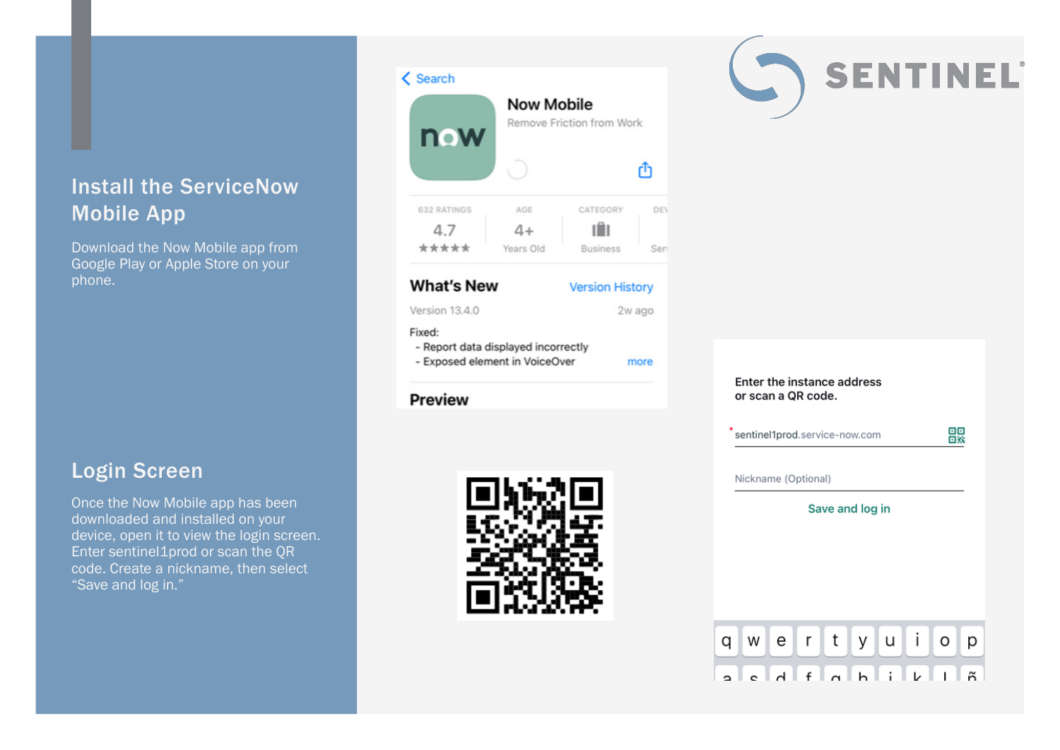## Install the ServiceNow Mobile App

Download the Now Mobile app from Google Play or Apple Store on your phone.

## Login Screen

Once the Now Mobile app has been downloaded and installed on your device, open it to view the login screen. Enter sentinel1prod or scan the QR code. Create a nickname, then select “Save and log in.”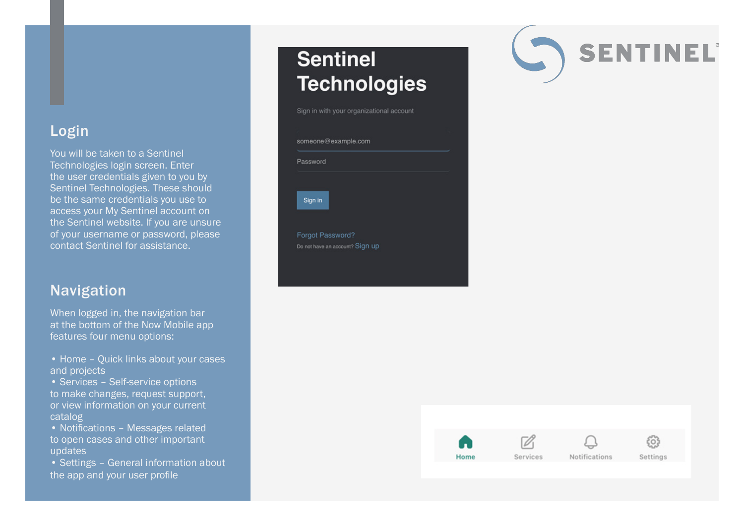## Login

You will be taken to a Sentinel Technologies login screen. Enter the user credentials given to you by Sentinel Technologies. These should be the same credentials you use to access your My Sentinel account on the Sentinel website. If you are unsure of your username or password, please contact Sentinel for assistance.

## Navigation

When logged in, the navigation bar at the bottom of the Now Mobile app features four menu options:

- Home – Quick links about your cases and projects
- Services – Self-service options to make changes, request support, or view information on your current catalog
- Notifications – Messages related to open cases and other important updates
- Settings – General information about the app and your user profile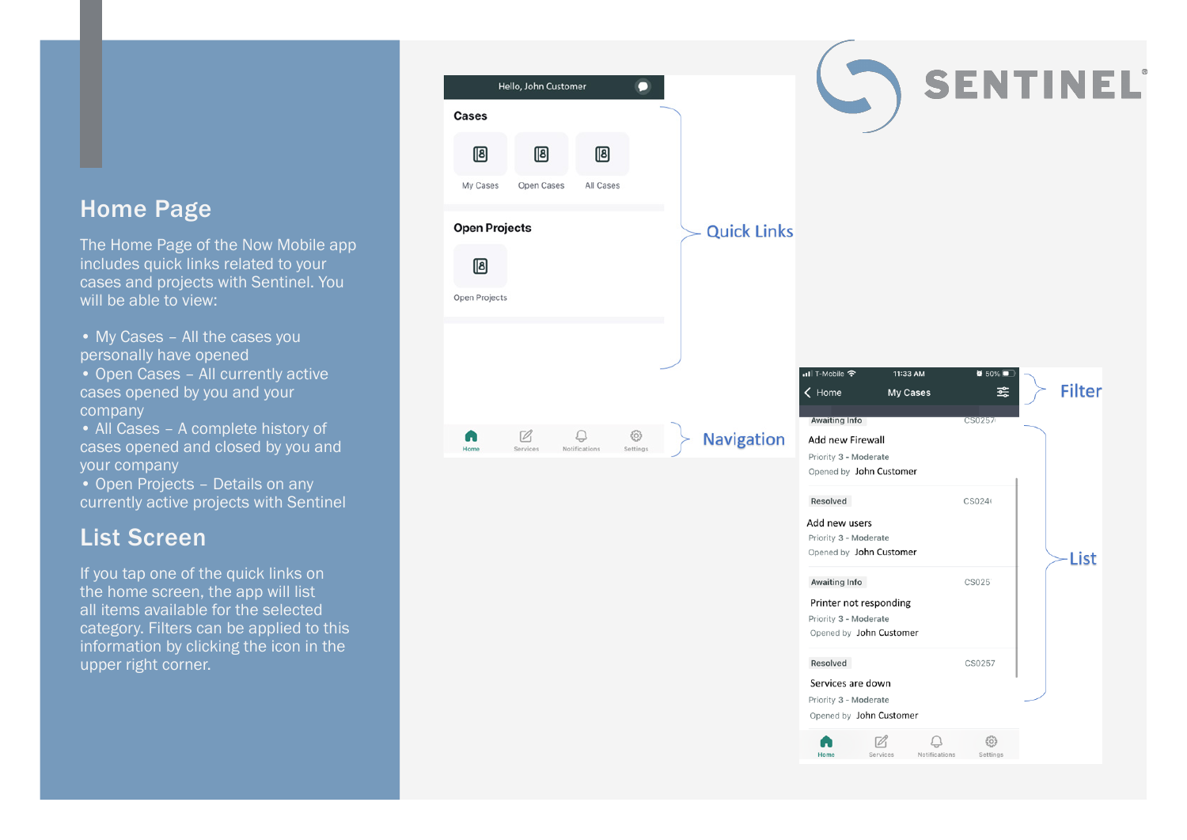## Home Page

The Home Page of the Now Mobile app includes quick links related to your cases and projects with Sentinel. You will be able to view:

- My Cases – All the cases you personally have opened
- Open Cases – All currently active cases opened by you and your company
- All Cases – A complete history of cases opened and closed by you and your company
- Open Projects – Details on any currently active projects with Sentinel

## List Screen

If you tap one of the quick links on the home screen, the app will list all items available for the selected category. Filters can be applied to this information by clicking the icon in the upper right corner.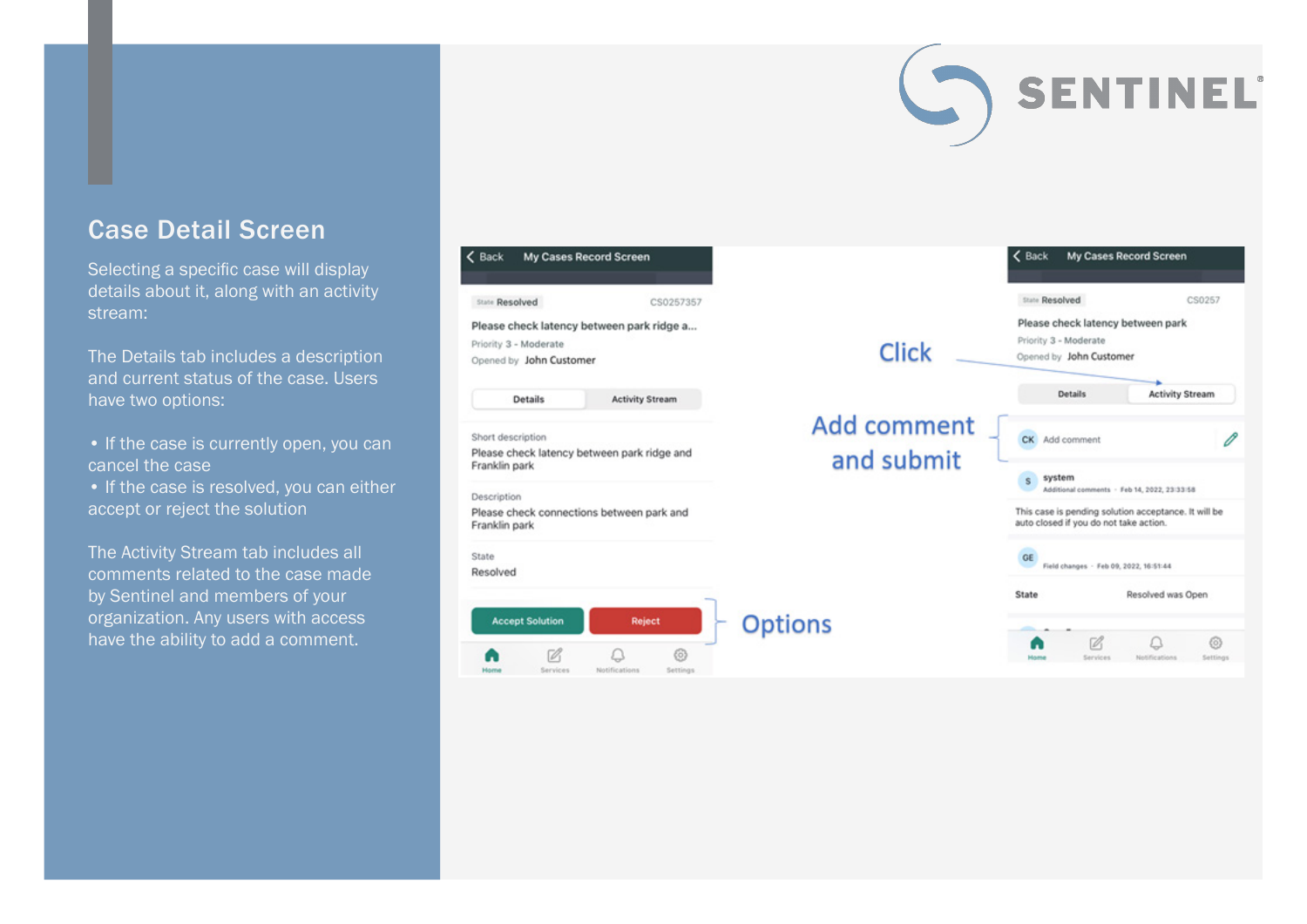## Case Detail Screen

Selecting a specific case will display details about it, along with an activity stream:

The Details tab includes a description and current status of the case. Users have two options:

- If the case is currently open, you can cancel the case
- If the case is resolved, you can either accept or reject the solution

The Activity Stream tab includes all comments related to the case made by Sentinel and members of your organization. Any users with access have the ability to add a comment.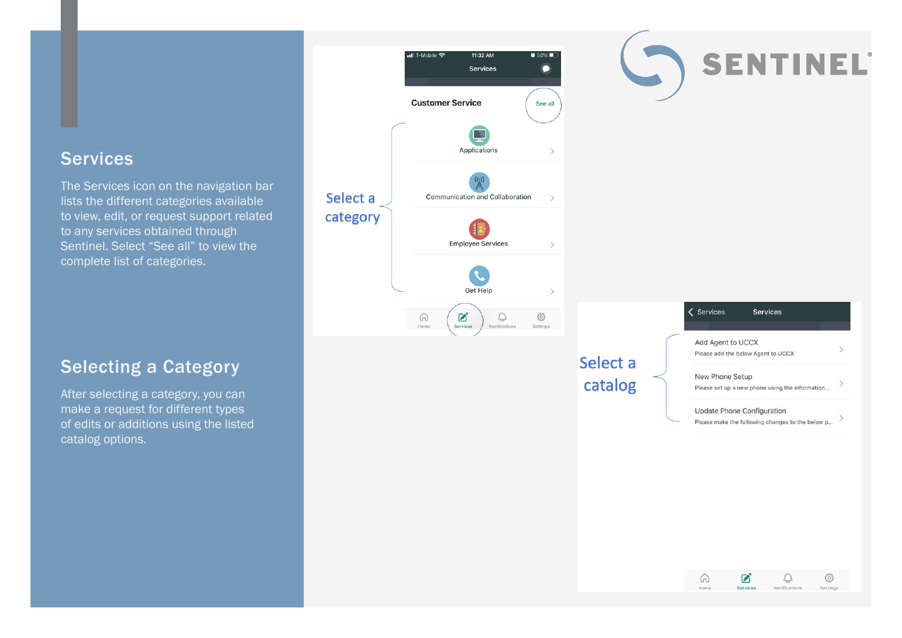## Services

The Services icon on the navigation bar lists the different categories available to view, edit, or request support related to any services obtained through Sentinel. Select "See all" to view the complete list of categories.

## Selecting a Category

After selecting a category, you can make a request for different types of edits or additions using the listed catalog options.

Select a category

Customer Service — See all

- Applications
- Communication and Collaboration
- Employee Services
- Get Help

Select a catalog

- Add Agent to UCCX — Please add the below Agent to UCCX
- New Phone Setup — Please set up a new phone using the information...
- Update Phone Configuration — Please make the following changes to the below p...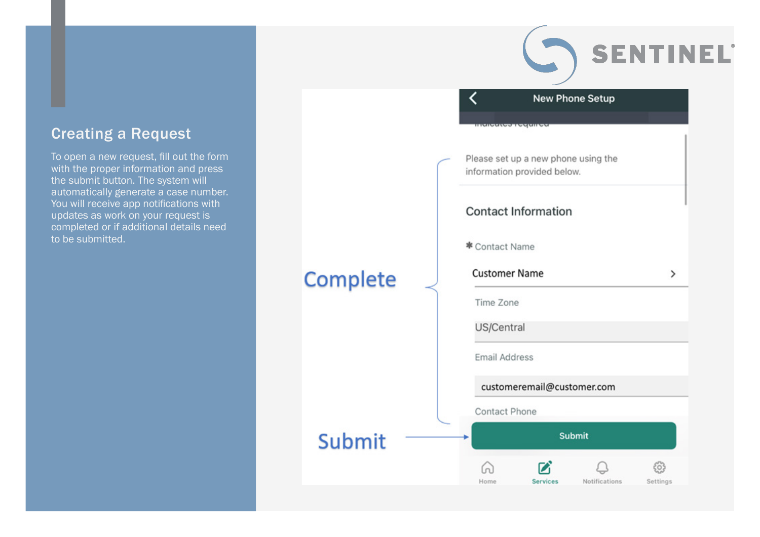## Creating a Request

To open a new request, fill out the form with the proper information and press the submit button. The system will automatically generate a case number. You will receive app notifications with updates as work on your request is completed or if additional details need to be submitted.

Complete

Submit

New Phone Setup

Please set up a new phone using the information provided below.

Contact Information

* Contact Name

Customer Name

Time Zone

US/Central

Email Address

customeremail@customer.com

Contact Phone

Submit

Home

Services

Notifications

Settings